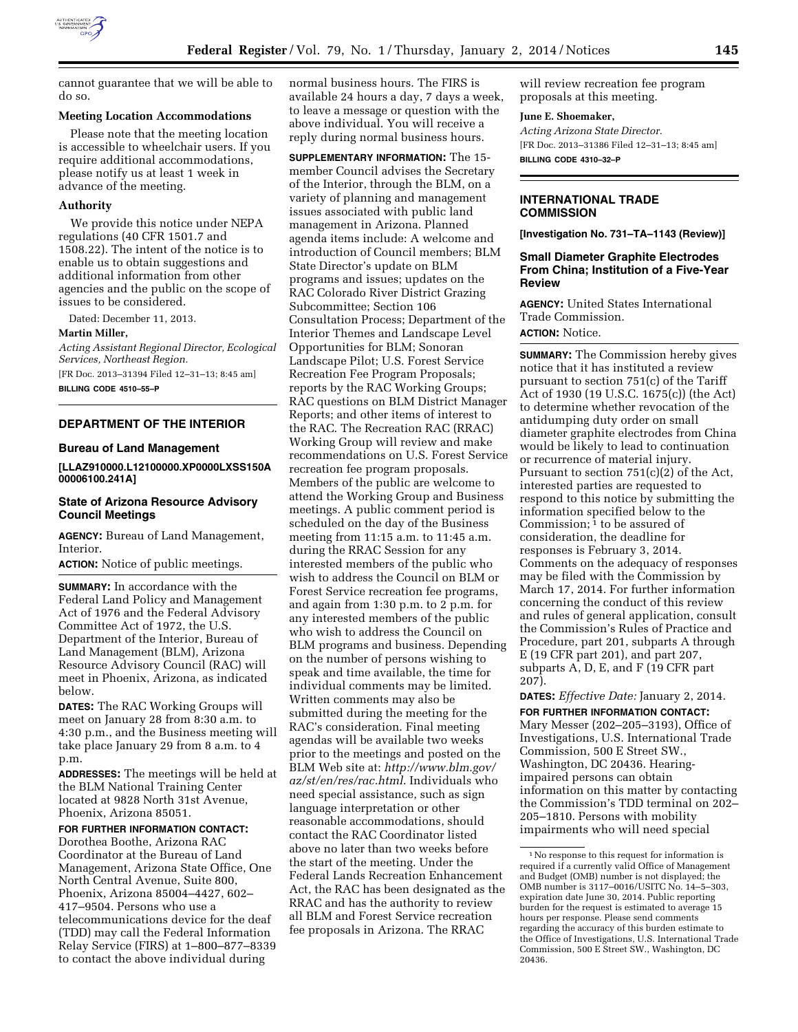cannot guarantee that we will be able to do so.

**Meeting Location Accommodations**

Please note that the meeting location is accessible to wheelchair users. If you require additional accommodations, please notify us at least 1 week in advance of the meeting.

**Authority**

We provide this notice under NEPA regulations (40 CFR 1501.7 and 1508.22). The intent of the notice is to enable us to obtain suggestions and additional information from other agencies and the public on the scope of issues to be considered.

Dated: December 11, 2013.

**Martin Miller,**

*Acting Assistant Regional Director, Ecological Services, Northeast Region.*

[FR Doc. 2013–31394 Filed 12–31–13; 8:45 am]

**BILLING CODE 4510–55–P**

## DEPARTMENT OF THE INTERIOR

### Bureau of Land Management

**[LLAZ910000.L12100000.XP0000LXSS150A 00006100.241A]**

### State of Arizona Resource Advisory Council Meetings

**AGENCY:** Bureau of Land Management, Interior.

**ACTION:** Notice of public meetings.

**SUMMARY:** In accordance with the Federal Land Policy and Management Act of 1976 and the Federal Advisory Committee Act of 1972, the U.S. Department of the Interior, Bureau of Land Management (BLM), Arizona Resource Advisory Council (RAC) will meet in Phoenix, Arizona, as indicated below.

**DATES:** The RAC Working Groups will meet on January 28 from 8:30 a.m. to 4:30 p.m., and the Business meeting will take place January 29 from 8 a.m. to 4 p.m.

**ADDRESSES:** The meetings will be held at the BLM National Training Center located at 9828 North 31st Avenue, Phoenix, Arizona 85051.

**FOR FURTHER INFORMATION CONTACT:** Dorothea Boothe, Arizona RAC Coordinator at the Bureau of Land Management, Arizona State Office, One North Central Avenue, Suite 800, Phoenix, Arizona 85004–4427, 602–417–9504. Persons who use a telecommunications device for the deaf (TDD) may call the Federal Information Relay Service (FIRS) at 1–800–877–8339 to contact the above individual during normal business hours. The FIRS is available 24 hours a day, 7 days a week, to leave a message or question with the above individual. You will receive a reply during normal business hours.

**SUPPLEMENTARY INFORMATION:** The 15-member Council advises the Secretary of the Interior, through the BLM, on a variety of planning and management issues associated with public land management in Arizona. Planned agenda items include: A welcome and introduction of Council members; BLM State Director's update on BLM programs and issues; updates on the RAC Colorado River District Grazing Subcommittee; Section 106 Consultation Process; Department of the Interior Themes and Landscape Level Opportunities for BLM; Sonoran Landscape Pilot; U.S. Forest Service Recreation Fee Program Proposals; reports by the RAC Working Groups; RAC questions on BLM District Manager Reports; and other items of interest to the RAC. The Recreation RAC (RRAC) Working Group will review and make recommendations on U.S. Forest Service recreation fee program proposals. Members of the public are welcome to attend the Working Group and Business meetings. A public comment period is scheduled on the day of the Business meeting from 11:15 a.m. to 11:45 a.m. during the RRAC Session for any interested members of the public who wish to address the Council on BLM or Forest Service recreation fee programs, and again from 1:30 p.m. to 2 p.m. for any interested members of the public who wish to address the Council on BLM programs and business. Depending on the number of persons wishing to speak and time available, the time for individual comments may be limited. Written comments may also be submitted during the meeting for the RAC's consideration. Final meeting agendas will be available two weeks prior to the meetings and posted on the BLM Web site at: *http://www.blm.gov/az/st/en/res/rac.html*. Individuals who need special assistance, such as sign language interpretation or other reasonable accommodations, should contact the RAC Coordinator listed above no later than two weeks before the start of the meeting. Under the Federal Lands Recreation Enhancement Act, the RAC has been designated as the RRAC and has the authority to review all BLM and Forest Service recreation fee proposals in Arizona. The RRAC will review recreation fee program proposals at this meeting.

**June E. Shoemaker,**

*Acting Arizona State Director.*

[FR Doc. 2013–31386 Filed 12–31–13; 8:45 am]

**BILLING CODE 4310–32–P**

## INTERNATIONAL TRADE COMMISSION

**[Investigation No. 731–TA–1143 (Review)]**

### Small Diameter Graphite Electrodes From China; Institution of a Five-Year Review

**AGENCY:** United States International Trade Commission.

**ACTION:** Notice.

**SUMMARY:** The Commission hereby gives notice that it has instituted a review pursuant to section 751(c) of the Tariff Act of 1930 (19 U.S.C. 1675(c)) (the Act) to determine whether revocation of the antidumping duty order on small diameter graphite electrodes from China would be likely to lead to continuation or recurrence of material injury. Pursuant to section 751(c)(2) of the Act, interested parties are requested to respond to this notice by submitting the information specified below to the Commission;[1] to be assured of consideration, the deadline for responses is February 3, 2014. Comments on the adequacy of responses may be filed with the Commission by March 17, 2014. For further information concerning the conduct of this review and rules of general application, consult the Commission's Rules of Practice and Procedure, part 201, subparts A through E (19 CFR part 201), and part 207, subparts A, D, E, and F (19 CFR part 207).

**DATES:** *Effective Date:* January 2, 2014.

**FOR FURTHER INFORMATION CONTACT:** Mary Messer (202–205–3193), Office of Investigations, U.S. International Trade Commission, 500 E Street SW., Washington, DC 20436. Hearing-impaired persons can obtain information on this matter by contacting the Commission's TDD terminal on 202–205–1810. Persons with mobility impairments who will need special

[1] No response to this request for information is required if a currently valid Office of Management and Budget (OMB) number is not displayed; the OMB number is 3117–0016/USITC No. 14–5–303, expiration date June 30, 2014. Public reporting burden for the request is estimated to average 15 hours per response. Please send comments regarding the accuracy of this burden estimate to the Office of Investigations, U.S. International Trade Commission, 500 E Street SW., Washington, DC 20436.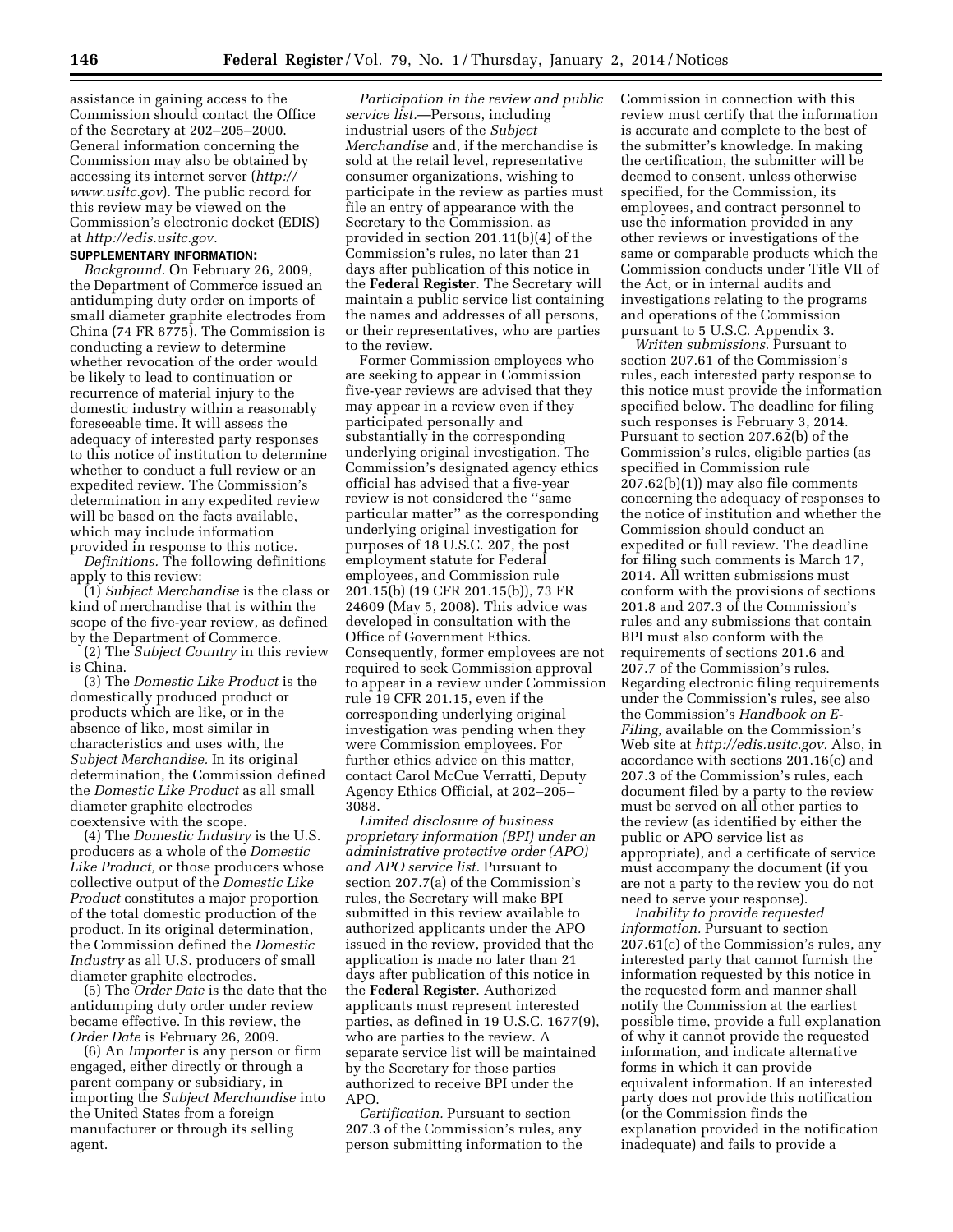assistance in gaining access to the Commission should contact the Office of the Secretary at 202–205–2000. General information concerning the Commission may also be obtained by accessing its internet server (*http://www.usitc.gov*). The public record for this review may be viewed on the Commission's electronic docket (EDIS) at *http://edis.usitc.gov.*

**SUPPLEMENTARY INFORMATION:**

*Background.* On February 26, 2009, the Department of Commerce issued an antidumping duty order on imports of small diameter graphite electrodes from China (74 FR 8775). The Commission is conducting a review to determine whether revocation of the order would be likely to lead to continuation or recurrence of material injury to the domestic industry within a reasonably foreseeable time. It will assess the adequacy of interested party responses to this notice of institution to determine whether to conduct a full review or an expedited review. The Commission's determination in any expedited review will be based on the facts available, which may include information provided in response to this notice.

*Definitions.* The following definitions apply to this review:

(1) *Subject Merchandise* is the class or kind of merchandise that is within the scope of the five-year review, as defined by the Department of Commerce.

(2) The *Subject Country* in this review is China.

(3) The *Domestic Like Product* is the domestically produced product or products which are like, or in the absence of like, most similar in characteristics and uses with, the *Subject Merchandise.* In its original determination, the Commission defined the *Domestic Like Product* as all small diameter graphite electrodes coextensive with the scope.

(4) The *Domestic Industry* is the U.S. producers as a whole of the *Domestic Like Product,* or those producers whose collective output of the *Domestic Like Product* constitutes a major proportion of the total domestic production of the product. In its original determination, the Commission defined the *Domestic Industry* as all U.S. producers of small diameter graphite electrodes.

(5) The *Order Date* is the date that the antidumping duty order under review became effective. In this review, the *Order Date* is February 26, 2009.

(6) An *Importer* is any person or firm engaged, either directly or through a parent company or subsidiary, in importing the *Subject Merchandise* into the United States from a foreign manufacturer or through its selling agent.

*Participation in the review and public service list.*—Persons, including industrial users of the *Subject Merchandise* and, if the merchandise is sold at the retail level, representative consumer organizations, wishing to participate in the review as parties must file an entry of appearance with the Secretary to the Commission, as provided in section 201.11(b)(4) of the Commission's rules, no later than 21 days after publication of this notice in the **Federal Register**. The Secretary will maintain a public service list containing the names and addresses of all persons, or their representatives, who are parties to the review.

Former Commission employees who are seeking to appear in Commission five-year reviews are advised that they may appear in a review even if they participated personally and substantially in the corresponding underlying original investigation. The Commission's designated agency ethics official has advised that a five-year review is not considered the "same particular matter" as the corresponding underlying original investigation for purposes of 18 U.S.C. 207, the post employment statute for Federal employees, and Commission rule 201.15(b) (19 CFR 201.15(b)), 73 FR 24609 (May 5, 2008). This advice was developed in consultation with the Office of Government Ethics. Consequently, former employees are not required to seek Commission approval to appear in a review under Commission rule 19 CFR 201.15, even if the corresponding underlying original investigation was pending when they were Commission employees. For further ethics advice on this matter, contact Carol McCue Verratti, Deputy Agency Ethics Official, at 202–205–3088.

*Limited disclosure of business proprietary information (BPI) under an administrative protective order (APO) and APO service list.* Pursuant to section 207.7(a) of the Commission's rules, the Secretary will make BPI submitted in this review available to authorized applicants under the APO issued in the review, provided that the application is made no later than 21 days after publication of this notice in the **Federal Register**. Authorized applicants must represent interested parties, as defined in 19 U.S.C. 1677(9), who are parties to the review. A separate service list will be maintained by the Secretary for those parties authorized to receive BPI under the APO.

*Certification.* Pursuant to section 207.3 of the Commission's rules, any person submitting information to the Commission in connection with this review must certify that the information is accurate and complete to the best of the submitter's knowledge. In making the certification, the submitter will be deemed to consent, unless otherwise specified, for the Commission, its employees, and contract personnel to use the information provided in any other reviews or investigations of the same or comparable products which the Commission conducts under Title VII of the Act, or in internal audits and investigations relating to the programs and operations of the Commission pursuant to 5 U.S.C. Appendix 3.

*Written submissions.* Pursuant to section 207.61 of the Commission's rules, each interested party response to this notice must provide the information specified below. The deadline for filing such responses is February 3, 2014. Pursuant to section 207.62(b) of the Commission's rules, eligible parties (as specified in Commission rule 207.62(b)(1)) may also file comments concerning the adequacy of responses to the notice of institution and whether the Commission should conduct an expedited or full review. The deadline for filing such comments is March 17, 2014. All written submissions must conform with the provisions of sections 201.8 and 207.3 of the Commission's rules and any submissions that contain BPI must also conform with the requirements of sections 201.6 and 207.7 of the Commission's rules. Regarding electronic filing requirements under the Commission's rules, see also the Commission's *Handbook on E-Filing,* available on the Commission's Web site at *http://edis.usitc.gov.* Also, in accordance with sections 201.16(c) and 207.3 of the Commission's rules, each document filed by a party to the review must be served on all other parties to the review (as identified by either the public or APO service list as appropriate), and a certificate of service must accompany the document (if you are not a party to the review you do not need to serve your response).

*Inability to provide requested information.* Pursuant to section 207.61(c) of the Commission's rules, any interested party that cannot furnish the information requested by this notice in the requested form and manner shall notify the Commission at the earliest possible time, provide a full explanation of why it cannot provide the requested information, and indicate alternative forms in which it can provide equivalent information. If an interested party does not provide this notification (or the Commission finds the explanation provided in the notification inadequate) and fails to provide a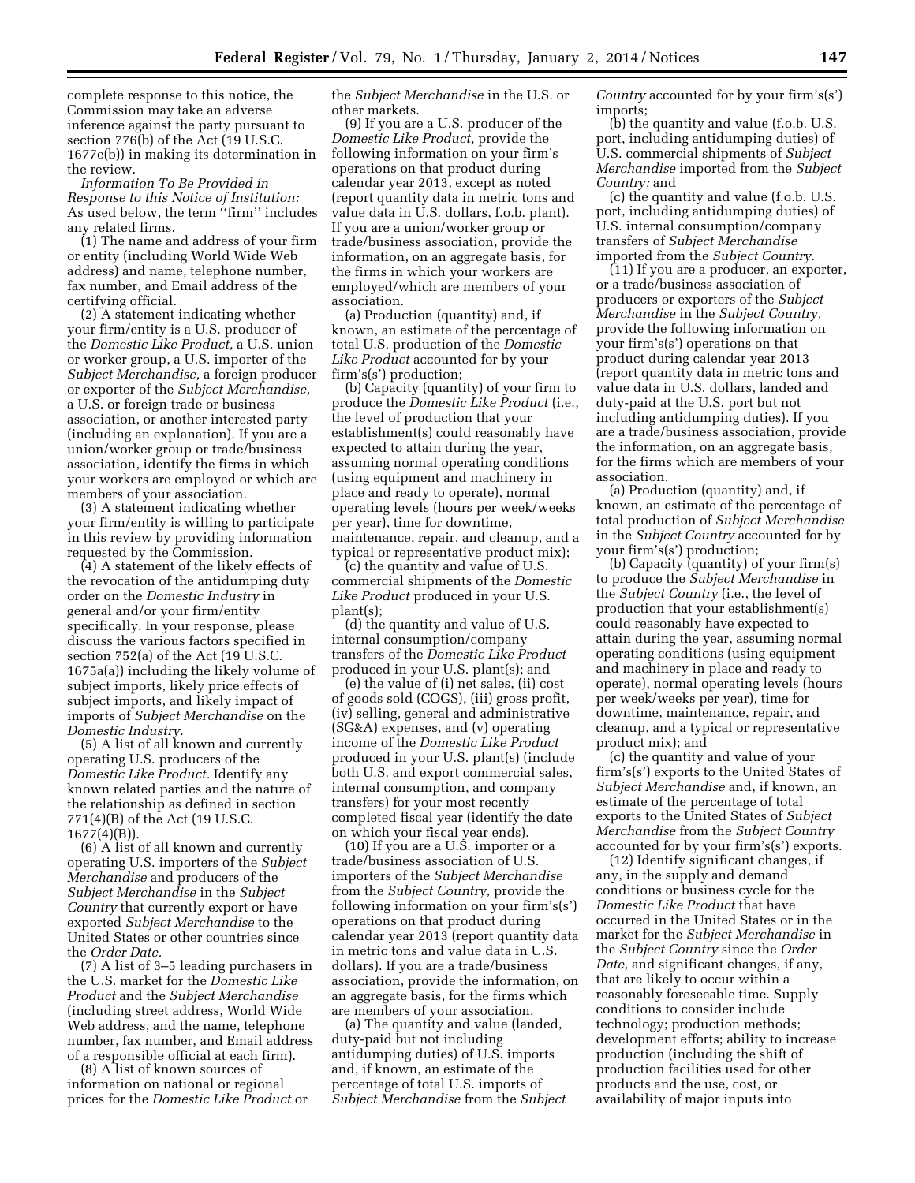complete response to this notice, the Commission may take an adverse inference against the party pursuant to section 776(b) of the Act (19 U.S.C. 1677e(b)) in making its determination in the review.

*Information To Be Provided in Response to this Notice of Institution:* As used below, the term ''firm'' includes any related firms.

(1) The name and address of your firm or entity (including World Wide Web address) and name, telephone number, fax number, and Email address of the certifying official.

(2) A statement indicating whether your firm/entity is a U.S. producer of the *Domestic Like Product,* a U.S. union or worker group, a U.S. importer of the *Subject Merchandise,* a foreign producer or exporter of the *Subject Merchandise,* a U.S. or foreign trade or business association, or another interested party (including an explanation). If you are a union/worker group or trade/business association, identify the firms in which your workers are employed or which are members of your association.

(3) A statement indicating whether your firm/entity is willing to participate in this review by providing information requested by the Commission.

(4) A statement of the likely effects of the revocation of the antidumping duty order on the *Domestic Industry* in general and/or your firm/entity specifically. In your response, please discuss the various factors specified in section 752(a) of the Act (19 U.S.C. 1675a(a)) including the likely volume of subject imports, likely price effects of subject imports, and likely impact of imports of *Subject Merchandise* on the *Domestic Industry.*

(5) A list of all known and currently operating U.S. producers of the *Domestic Like Product.* Identify any known related parties and the nature of the relationship as defined in section 771(4)(B) of the Act (19 U.S.C. 1677(4)(B)).

(6) A list of all known and currently operating U.S. importers of the *Subject Merchandise* and producers of the *Subject Merchandise* in the *Subject Country* that currently export or have exported *Subject Merchandise* to the United States or other countries since the *Order Date.*

(7) A list of 3–5 leading purchasers in the U.S. market for the *Domestic Like Product* and the *Subject Merchandise* (including street address, World Wide Web address, and the name, telephone number, fax number, and Email address of a responsible official at each firm).

(8) A list of known sources of information on national or regional prices for the *Domestic Like Product* or the *Subject Merchandise* in the U.S. or other markets.

(9) If you are a U.S. producer of the *Domestic Like Product,* provide the following information on your firm's operations on that product during calendar year 2013, except as noted (report quantity data in metric tons and value data in U.S. dollars, f.o.b. plant). If you are a union/worker group or trade/business association, provide the information, on an aggregate basis, for the firms in which your workers are employed/which are members of your association.

(a) Production (quantity) and, if known, an estimate of the percentage of total U.S. production of the *Domestic Like Product* accounted for by your firm's(s') production;

(b) Capacity (quantity) of your firm to produce the *Domestic Like Product* (i.e., the level of production that your establishment(s) could reasonably have expected to attain during the year, assuming normal operating conditions (using equipment and machinery in place and ready to operate), normal operating levels (hours per week/weeks per year), time for downtime, maintenance, repair, and cleanup, and a typical or representative product mix);

(c) the quantity and value of U.S. commercial shipments of the *Domestic Like Product* produced in your U.S. plant(s);

(d) the quantity and value of U.S. internal consumption/company transfers of the *Domestic Like Product* produced in your U.S. plant(s); and

(e) the value of (i) net sales, (ii) cost of goods sold (COGS), (iii) gross profit, (iv) selling, general and administrative (SG&A) expenses, and (v) operating income of the *Domestic Like Product* produced in your U.S. plant(s) (include both U.S. and export commercial sales, internal consumption, and company transfers) for your most recently completed fiscal year (identify the date on which your fiscal year ends).

(10) If you are a U.S. importer or a trade/business association of U.S. importers of the *Subject Merchandise* from the *Subject Country,* provide the following information on your firm's(s') operations on that product during calendar year 2013 (report quantity data in metric tons and value data in U.S. dollars). If you are a trade/business association, provide the information, on an aggregate basis, for the firms which are members of your association.

(a) The quantity and value (landed, duty-paid but not including antidumping duties) of U.S. imports and, if known, an estimate of the percentage of total U.S. imports of *Subject Merchandise* from the *Subject Country* accounted for by your firm's(s') imports;

(b) the quantity and value (f.o.b. U.S. port, including antidumping duties) of U.S. commercial shipments of *Subject Merchandise* imported from the *Subject Country;* and

(c) the quantity and value (f.o.b. U.S. port, including antidumping duties) of U.S. internal consumption/company transfers of *Subject Merchandise* imported from the *Subject Country.*

(11) If you are a producer, an exporter, or a trade/business association of producers or exporters of the *Subject Merchandise* in the *Subject Country,* provide the following information on your firm's(s') operations on that product during calendar year 2013 (report quantity data in metric tons and value data in U.S. dollars, landed and duty-paid at the U.S. port but not including antidumping duties). If you are a trade/business association, provide the information, on an aggregate basis, for the firms which are members of your association.

(a) Production (quantity) and, if known, an estimate of the percentage of total production of *Subject Merchandise* in the *Subject Country* accounted for by your firm's(s') production;

(b) Capacity (quantity) of your firm(s) to produce the *Subject Merchandise* in the *Subject Country* (i.e., the level of production that your establishment(s) could reasonably have expected to attain during the year, assuming normal operating conditions (using equipment and machinery in place and ready to operate), normal operating levels (hours per week/weeks per year), time for downtime, maintenance, repair, and cleanup, and a typical or representative product mix); and

(c) the quantity and value of your firm's(s') exports to the United States of *Subject Merchandise* and, if known, an estimate of the percentage of total exports to the United States of *Subject Merchandise* from the *Subject Country* accounted for by your firm's(s') exports.

(12) Identify significant changes, if any, in the supply and demand conditions or business cycle for the *Domestic Like Product* that have occurred in the United States or in the market for the *Subject Merchandise* in the *Subject Country* since the *Order Date,* and significant changes, if any, that are likely to occur within a reasonably foreseeable time. Supply conditions to consider include technology; production methods; development efforts; ability to increase production (including the shift of production facilities used for other products and the use, cost, or availability of major inputs into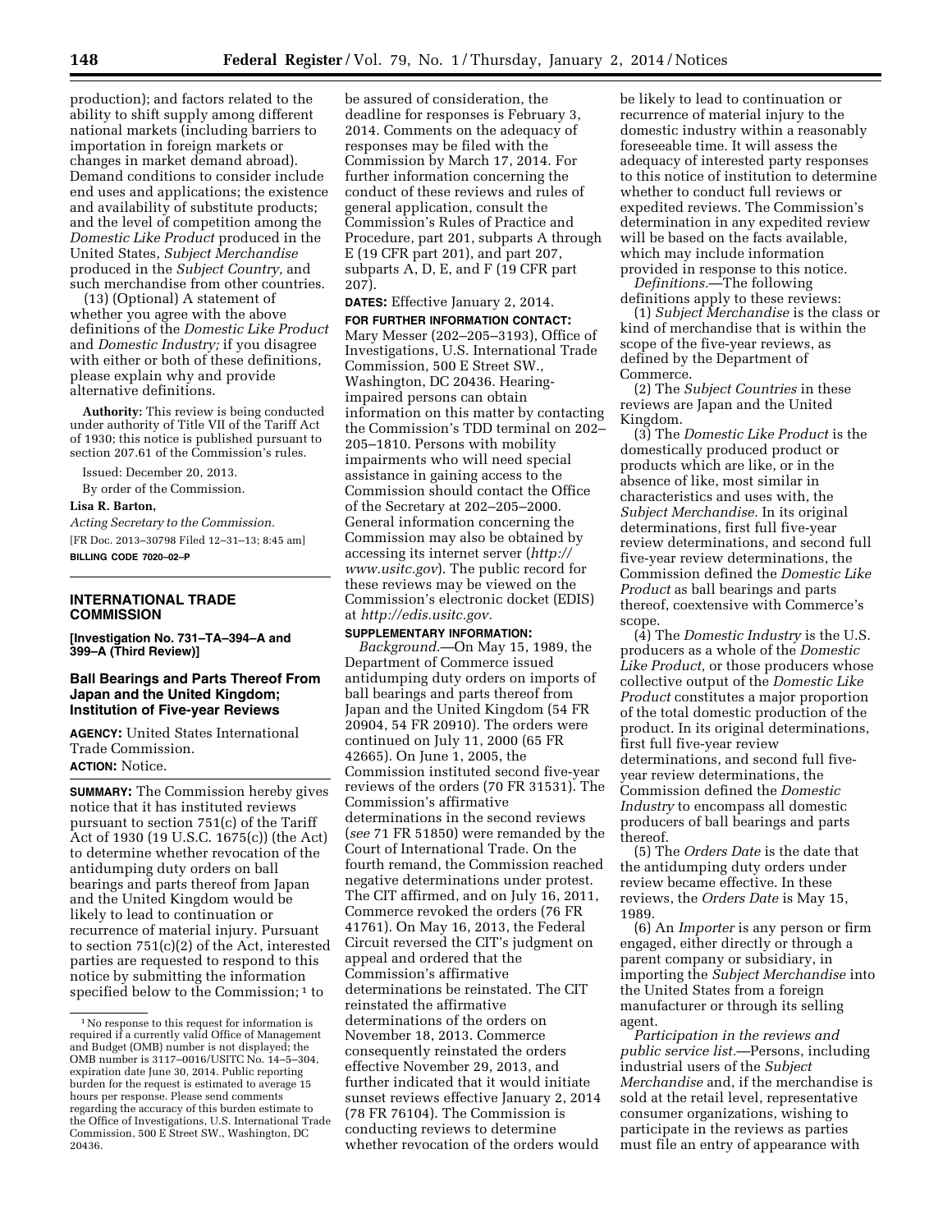production); and factors related to the ability to shift supply among different national markets (including barriers to importation in foreign markets or changes in market demand abroad). Demand conditions to consider include end uses and applications; the existence and availability of substitute products; and the level of competition among the *Domestic Like Product* produced in the United States, *Subject Merchandise* produced in the *Subject Country,* and such merchandise from other countries.

(13) (Optional) A statement of whether you agree with the above definitions of the *Domestic Like Product* and *Domestic Industry;* if you disagree with either or both of these definitions, please explain why and provide alternative definitions.

**Authority:** This review is being conducted under authority of Title VII of the Tariff Act of 1930; this notice is published pursuant to section 207.61 of the Commission's rules.

Issued: December 20, 2013.

By order of the Commission.

**Lisa R. Barton,**

*Acting Secretary to the Commission.*

[FR Doc. 2013–30798 Filed 12–31–13; 8:45 am]

**BILLING CODE 7020–02–P**

---

## INTERNATIONAL TRADE COMMISSION

**[Investigation No. 731–TA–394–A and 399–A (Third Review)]**

### Ball Bearings and Parts Thereof From Japan and the United Kingdom; Institution of Five-year Reviews

**AGENCY:** United States International Trade Commission.

**ACTION:** Notice.

**SUMMARY:** The Commission hereby gives notice that it has instituted reviews pursuant to section 751(c) of the Tariff Act of 1930 (19 U.S.C. 1675(c)) (the Act) to determine whether revocation of the antidumping duty orders on ball bearings and parts thereof from Japan and the United Kingdom would be likely to lead to continuation or recurrence of material injury. Pursuant to section 751(c)(2) of the Act, interested parties are requested to respond to this notice by submitting the information specified below to the Commission;[1] to be assured of consideration, the deadline for responses is February 3, 2014. Comments on the adequacy of responses may be filed with the Commission by March 17, 2014. For further information concerning the conduct of these reviews and rules of general application, consult the Commission's Rules of Practice and Procedure, part 201, subparts A through E (19 CFR part 201), and part 207, subparts A, D, E, and F (19 CFR part 207).

**DATES:** Effective January 2, 2014.

**FOR FURTHER INFORMATION CONTACT:** Mary Messer (202–205–3193), Office of Investigations, U.S. International Trade Commission, 500 E Street SW., Washington, DC 20436. Hearing-impaired persons can obtain information on this matter by contacting the Commission's TDD terminal on 202–205–1810. Persons with mobility impairments who will need special assistance in gaining access to the Commission should contact the Office of the Secretary at 202–205–2000. General information concerning the Commission may also be obtained by accessing its internet server (*http://www.usitc.gov*). The public record for these reviews may be viewed on the Commission's electronic docket (EDIS) at *http://edis.usitc.gov.*

**SUPPLEMENTARY INFORMATION:**

*Background.*—On May 15, 1989, the Department of Commerce issued antidumping duty orders on imports of ball bearings and parts thereof from Japan and the United Kingdom (54 FR 20904, 54 FR 20910). The orders were continued on July 11, 2000 (65 FR 42665). On June 1, 2005, the Commission instituted second five-year reviews of the orders (70 FR 31531). The Commission's affirmative determinations in the second reviews (*see* 71 FR 51850) were remanded by the Court of International Trade. On the fourth remand, the Commission reached negative determinations under protest. The CIT affirmed, and on July 16, 2011, Commerce revoked the orders (76 FR 41761). On May 16, 2013, the Federal Circuit reversed the CIT's judgment on appeal and ordered that the Commission's affirmative determinations be reinstated. The CIT reinstated the affirmative determinations of the orders on November 18, 2013. Commerce consequently reinstated the orders effective November 29, 2013, and further indicated that it would initiate sunset reviews effective January 2, 2014 (78 FR 76104). The Commission is conducting reviews to determine whether revocation of the orders would be likely to lead to continuation or recurrence of material injury to the domestic industry within a reasonably foreseeable time. It will assess the adequacy of interested party responses to this notice of institution to determine whether to conduct full reviews or expedited reviews. The Commission's determination in any expedited review will be based on the facts available, which may include information provided in response to this notice.

*Definitions.*—The following definitions apply to these reviews:

(1) *Subject Merchandise* is the class or kind of merchandise that is within the scope of the five-year reviews, as defined by the Department of Commerce.

(2) The *Subject Countries* in these reviews are Japan and the United Kingdom.

(3) The *Domestic Like Product* is the domestically produced product or products which are like, or in the absence of like, most similar in characteristics and uses with, the *Subject Merchandise.* In its original determinations, first full five-year review determinations, and second full five-year review determinations, the Commission defined the *Domestic Like Product* as ball bearings and parts thereof, coextensive with Commerce's scope.

(4) The *Domestic Industry* is the U.S. producers as a whole of the *Domestic Like Product,* or those producers whose collective output of the *Domestic Like Product* constitutes a major proportion of the total domestic production of the product. In its original determinations, first full five-year review determinations, and second full five-year review determinations, the Commission defined the *Domestic Industry* to encompass all domestic producers of ball bearings and parts thereof.

(5) The *Orders Date* is the date that the antidumping duty orders under review became effective. In these reviews, the *Orders Date* is May 15, 1989.

(6) An *Importer* is any person or firm engaged, either directly or through a parent company or subsidiary, in importing the *Subject Merchandise* into the United States from a foreign manufacturer or through its selling agent.

*Participation in the reviews and public service list.*—Persons, including industrial users of the *Subject Merchandise* and, if the merchandise is sold at the retail level, representative consumer organizations, wishing to participate in the reviews as parties must file an entry of appearance with

---

[1] No response to this request for information is required if a currently valid Office of Management and Budget (OMB) number is not displayed; the OMB number is 3117–0016/USITC No. 14–5–304, expiration date June 30, 2014. Public reporting burden for the request is estimated to average 15 hours per response. Please send comments regarding the accuracy of this burden estimate to the Office of Investigations, U.S. International Trade Commission, 500 E Street SW., Washington, DC 20436.